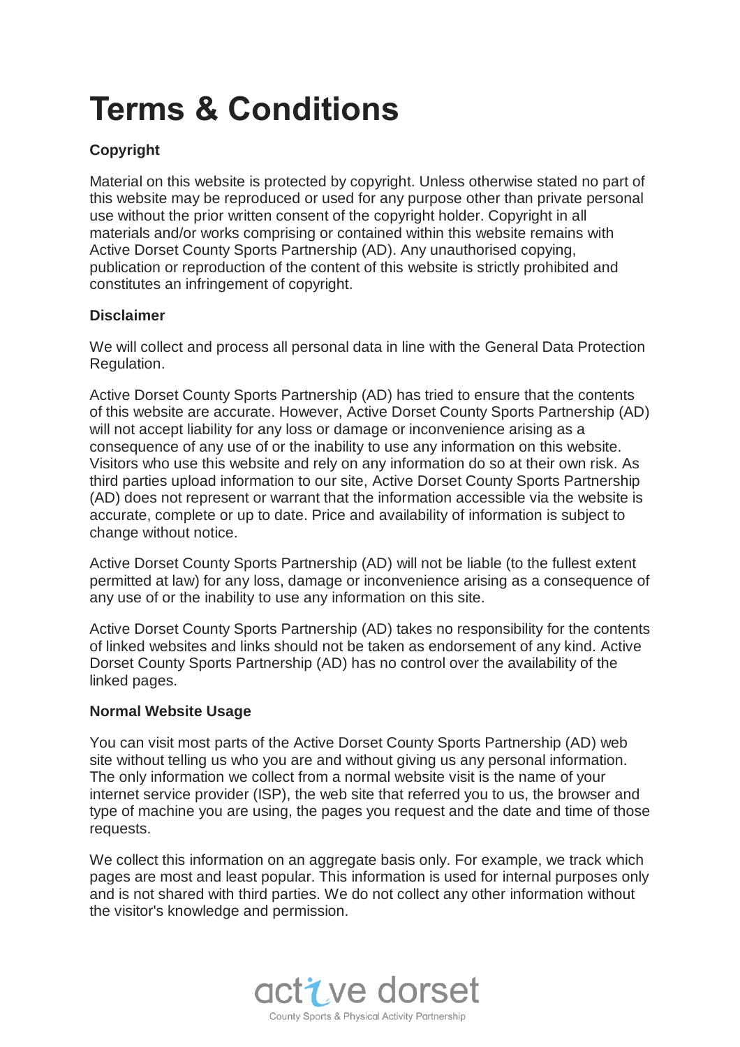# Terms & Conditions

**Copyright**

Material on this website is protected by copyright. Unless otherwise stated no part of this website may be reproduced or used for any purpose other than private personal use without the prior written consent of the copyright holder. Copyright in all materials and/or works comprising or contained within this website remains with Active Dorset County Sports Partnership (AD). Any unauthorised copying, publication or reproduction of the content of this website is strictly prohibited and constitutes an infringement of copyright.

**Disclaimer**

We will collect and process all personal data in line with the General Data Protection Regulation.

Active Dorset County Sports Partnership (AD) has tried to ensure that the contents of this website are accurate. However, Active Dorset County Sports Partnership (AD) will not accept liability for any loss or damage or inconvenience arising as a consequence of any use of or the inability to use any information on this website. Visitors who use this website and rely on any information do so at their own risk. As third parties upload information to our site, Active Dorset County Sports Partnership (AD) does not represent or warrant that the information accessible via the website is accurate, complete or up to date. Price and availability of information is subject to change without notice.

Active Dorset County Sports Partnership (AD) will not be liable (to the fullest extent permitted at law) for any loss, damage or inconvenience arising as a consequence of any use of or the inability to use any information on this site.

Active Dorset County Sports Partnership (AD) takes no responsibility for the contents of linked websites and links should not be taken as endorsement of any kind. Active Dorset County Sports Partnership (AD) has no control over the availability of the linked pages.

**Normal Website Usage**

You can visit most parts of the Active Dorset County Sports Partnership (AD) web site without telling us who you are and without giving us any personal information. The only information we collect from a normal website visit is the name of your internet service provider (ISP), the web site that referred you to us, the browser and type of machine you are using, the pages you request and the date and time of those requests.

We collect this information on an aggregate basis only. For example, we track which pages are most and least popular. This information is used for internal purposes only and is not shared with third parties. We do not collect any other information without the visitor's knowledge and permission.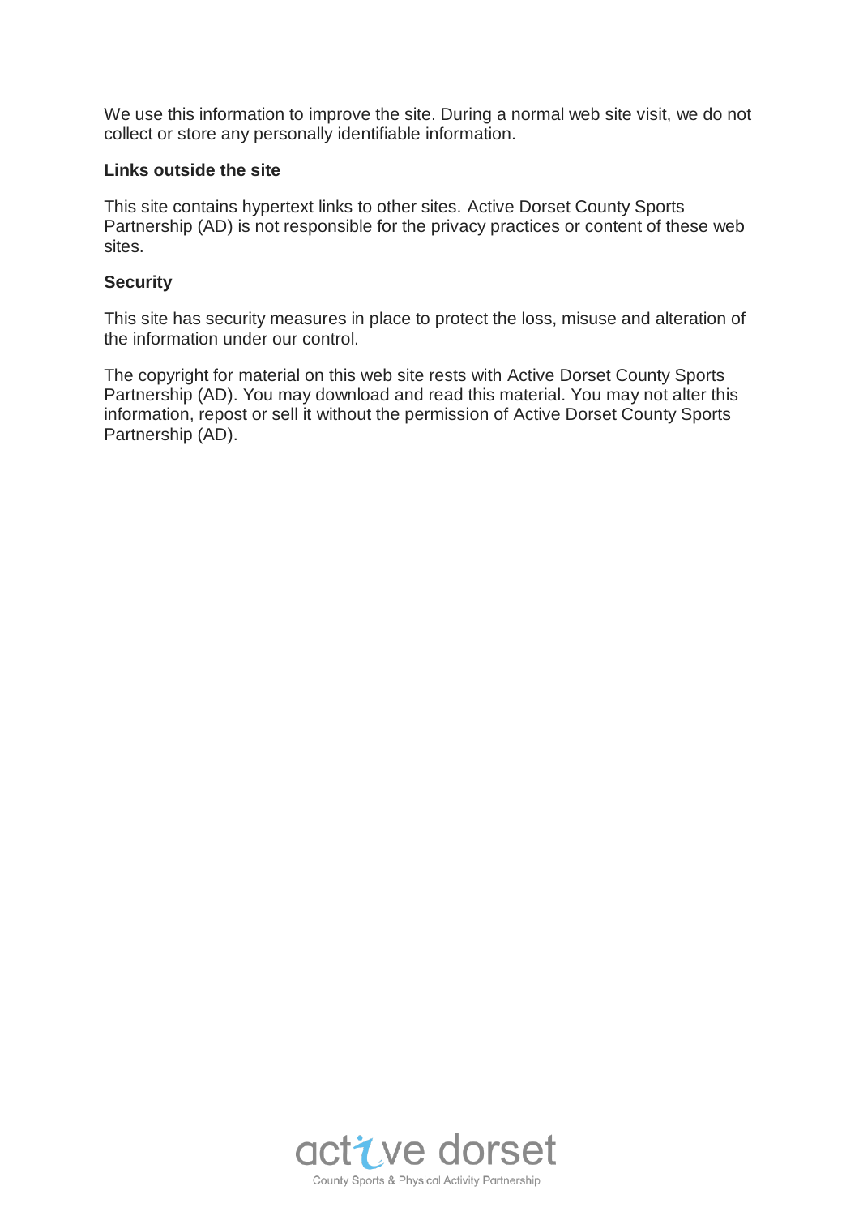We use this information to improve the site. During a normal web site visit, we do not collect or store any personally identifiable information.

**Links outside the site**

This site contains hypertext links to other sites. Active Dorset County Sports Partnership (AD) is not responsible for the privacy practices or content of these web sites.

**Security**

This site has security measures in place to protect the loss, misuse and alteration of the information under our control.

The copyright for material on this web site rests with Active Dorset County Sports Partnership (AD). You may download and read this material. You may not alter this information, repost or sell it without the permission of Active Dorset County Sports Partnership (AD).